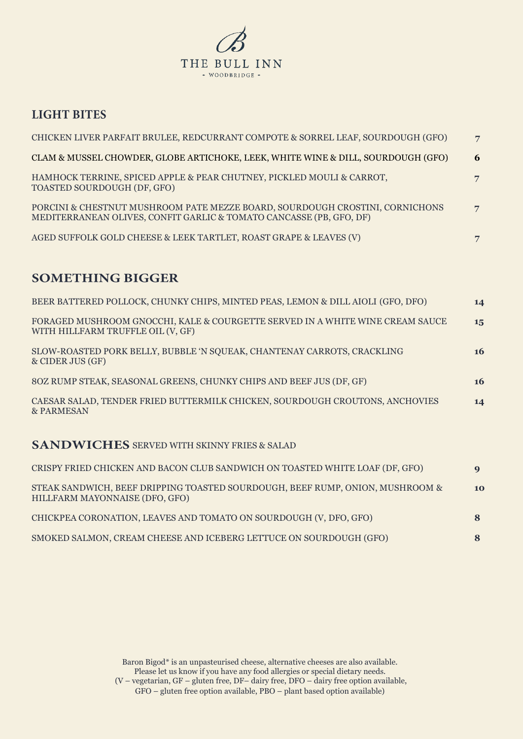# THE BULL INN

WOODBRIDGE

## LIGHT BITES

| Item | Price |
| --- | --- |
| CHICKEN LIVER PARFAIT BRULEE, REDCURRANT COMPOTE & SORREL LEAF, SOURDOUGH (GFO) | 7 |
| CLAM & MUSSEL CHOWDER, GLOBE ARTICHOKE, LEEK, WHITE WINE & DILL, SOURDOUGH (GFO) | 6 |
| HAMHOCK TERRINE, SPICED APPLE & PEAR CHUTNEY, PICKLED MOULI & CARROT, TOASTED SOURDOUGH (DF, GFO) | 7 |
| PORCINI & CHESTNUT MUSHROOM PATE MEZZE BOARD, SOURDOUGH CROSTINI, CORNICHONS MEDITERRANEAN OLIVES, CONFIT GARLIC & TOMATO CANCASSE (PB, GFO, DF) | 7 |
| AGED SUFFOLK GOLD CHEESE & LEEK TARTLET, ROAST GRAPE & LEAVES (V) | 7 |

## SOMETHING BIGGER

| Item | Price |
| --- | --- |
| BEER BATTERED POLLOCK, CHUNKY CHIPS, MINTED PEAS, LEMON & DILL AIOLI (GFO, DFO) | 14 |
| FORAGED MUSHROOM GNOCCHI, KALE & COURGETTE SERVED IN A WHITE WINE CREAM SAUCE WITH HILLFARM TRUFFLE OIL (V, GF) | 15 |
| SLOW-ROASTED PORK BELLY, BUBBLE 'N SQUEAK, CHANTENAY CARROTS, CRACKLING & CIDER JUS (GF) | 16 |
| 8OZ RUMP STEAK, SEASONAL GREENS, CHUNKY CHIPS AND BEEF JUS (DF, GF) | 16 |
| CAESAR SALAD, TENDER FRIED BUTTERMILK CHICKEN, SOURDOUGH CROUTONS, ANCHOVIES & PARMESAN | 14 |

## SANDWICHES SERVED WITH SKINNY FRIES & SALAD

| Item | Price |
| --- | --- |
| CRISPY FRIED CHICKEN AND BACON CLUB SANDWICH ON TOASTED WHITE LOAF (DF, GFO) | 9 |
| STEAK SANDWICH, BEEF DRIPPING TOASTED SOURDOUGH, BEEF RUMP, ONION, MUSHROOM & HILLFARM MAYONNAISE (DFO, GFO) | 10 |
| CHICKPEA CORONATION, LEAVES AND TOMATO ON SOURDOUGH (V, DFO, GFO) | 8 |
| SMOKED SALMON, CREAM CHEESE AND ICEBERG LETTUCE ON SOURDOUGH (GFO) | 8 |

Baron Bigod* is an unpasteurised cheese, alternative cheeses are also available.
Please let us know if you have any food allergies or special dietary needs.
(V – vegetarian, GF – gluten free, DF– dairy free, DFO – dairy free option available,
GFO – gluten free option available, PBO – plant based option available)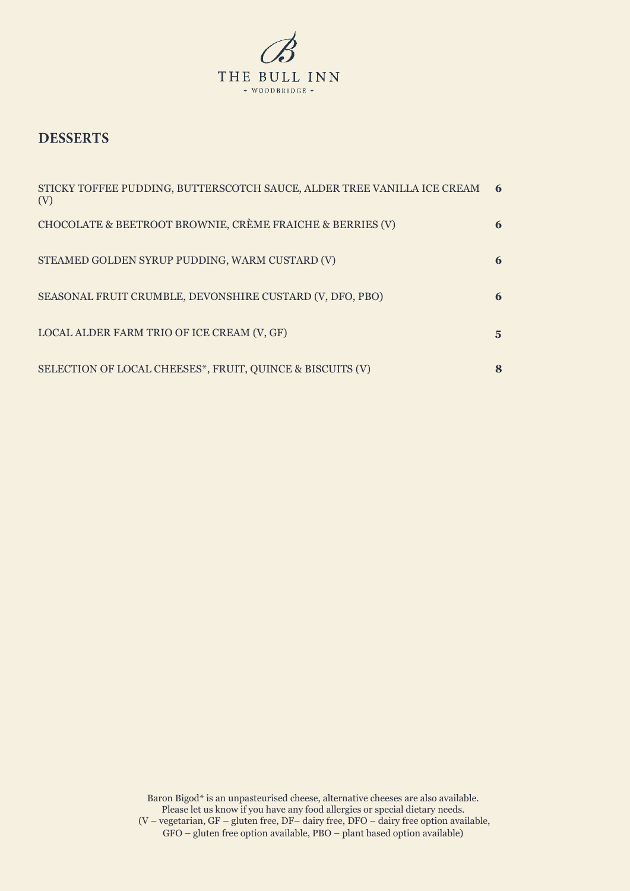THE BULL INN

WOODBRIDGE

## DESSERTS

| | |
|---|---|
| STICKY TOFFEE PUDDING, BUTTERSCOTCH SAUCE, ALDER TREE VANILLA ICE CREAM (V) | **6** |
| CHOCOLATE & BEETROOT BROWNIE, CRÈME FRAICHE & BERRIES (V) | **6** |
| STEAMED GOLDEN SYRUP PUDDING, WARM CUSTARD (V) | **6** |
| SEASONAL FRUIT CRUMBLE, DEVONSHIRE CUSTARD (V, DFO, PBO) | **6** |
| LOCAL ALDER FARM TRIO OF ICE CREAM (V, GF) | **5** |
| SELECTION OF LOCAL CHEESES*, FRUIT, QUINCE & BISCUITS (V) | **8** |

Baron Bigod* is an unpasteurised cheese, alternative cheeses are also available.
Please let us know if you have any food allergies or special dietary needs.
(V – vegetarian, GF – gluten free, DF– dairy free, DFO – dairy free option available, GFO – gluten free option available, PBO – plant based option available)